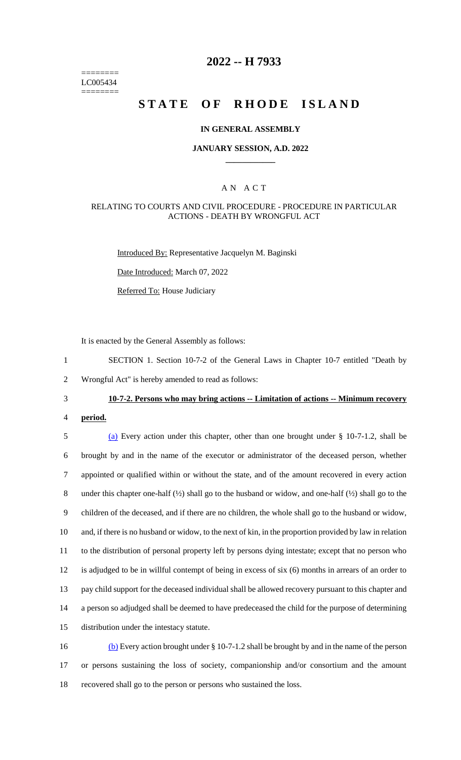========
LC005434
========

# 2022 -- H 7933

# STATE OF RHODE ISLAND

## IN GENERAL ASSEMBLY

### JANUARY SESSION, A.D. 2022

## A N A C T

### RELATING TO COURTS AND CIVIL PROCEDURE - PROCEDURE IN PARTICULAR ACTIONS - DEATH BY WRONGFUL ACT

Introduced By: Representative Jacquelyn M. Baginski

Date Introduced: March 07, 2022

Referred To: House Judiciary

It is enacted by the General Assembly as follows:

1 SECTION 1. Section 10-7-2 of the General Laws in Chapter 10-7 entitled "Death by
2 Wrongful Act" is hereby amended to read as follows:

3 **10-7-2. Persons who may bring actions -- Limitation of actions -- Minimum recovery**
4 **period.**

5 (a) Every action under this chapter, other than one brought under § 10-7-1.2, shall be
6 brought by and in the name of the executor or administrator of the deceased person, whether
7 appointed or qualified within or without the state, and of the amount recovered in every action
8 under this chapter one-half (½) shall go to the husband or widow, and one-half (½) shall go to the
9 children of the deceased, and if there are no children, the whole shall go to the husband or widow,
10 and, if there is no husband or widow, to the next of kin, in the proportion provided by law in relation
11 to the distribution of personal property left by persons dying intestate; except that no person who
12 is adjudged to be in willful contempt of being in excess of six (6) months in arrears of an order to
13 pay child support for the deceased individual shall be allowed recovery pursuant to this chapter and
14 a person so adjudged shall be deemed to have predeceased the child for the purpose of determining
15 distribution under the intestacy statute.

16 (b) Every action brought under § 10-7-1.2 shall be brought by and in the name of the person
17 or persons sustaining the loss of society, companionship and/or consortium and the amount
18 recovered shall go to the person or persons who sustained the loss.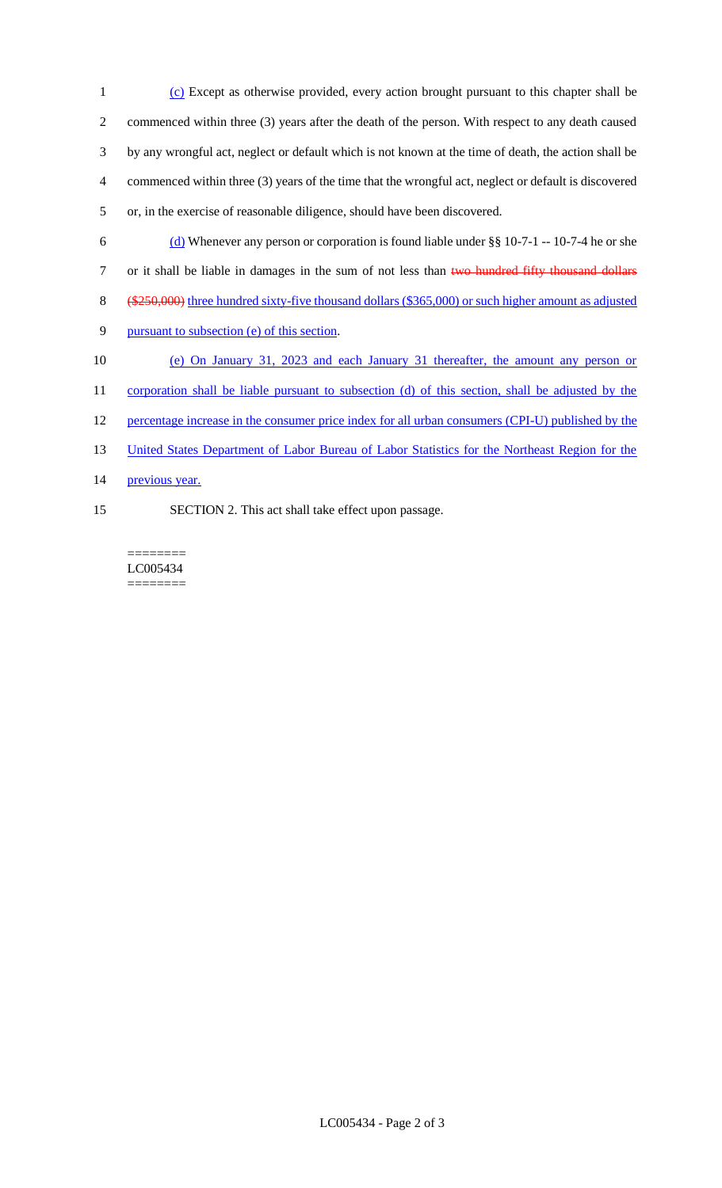(c) Except as otherwise provided, every action brought pursuant to this chapter shall be commenced within three (3) years after the death of the person. With respect to any death caused by any wrongful act, neglect or default which is not known at the time of death, the action shall be commenced within three (3) years of the time that the wrongful act, neglect or default is discovered or, in the exercise of reasonable diligence, should have been discovered.

(d) Whenever any person or corporation is found liable under §§ 10-7-1 -- 10-7-4 he or she or it shall be liable in damages in the sum of not less than ~~two hundred fifty thousand dollars ($250,000)~~ three hundred sixty-five thousand dollars ($365,000) or such higher amount as adjusted pursuant to subsection (e) of this section.

(e) On January 31, 2023 and each January 31 thereafter, the amount any person or corporation shall be liable pursuant to subsection (d) of this section, shall be adjusted by the percentage increase in the consumer price index for all urban consumers (CPI-U) published by the United States Department of Labor Bureau of Labor Statistics for the Northeast Region for the previous year.

SECTION 2. This act shall take effect upon passage.

========
LC005434
========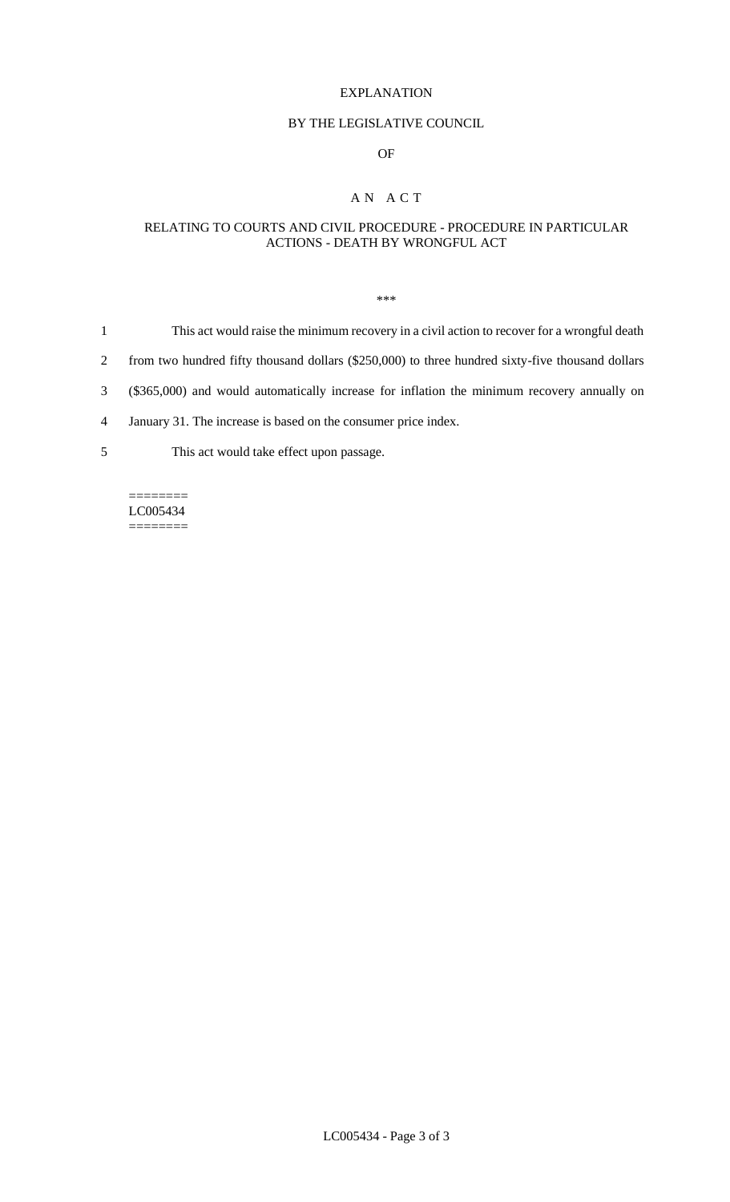EXPLANATION

BY THE LEGISLATIVE COUNCIL

OF

A N A C T

RELATING TO COURTS AND CIVIL PROCEDURE - PROCEDURE IN PARTICULAR ACTIONS - DEATH BY WRONGFUL ACT

***

This act would raise the minimum recovery in a civil action to recover for a wrongful death from two hundred fifty thousand dollars ($250,000) to three hundred sixty-five thousand dollars ($365,000) and would automatically increase for inflation the minimum recovery annually on January 31. The increase is based on the consumer price index.

This act would take effect upon passage.

========
LC005434
========